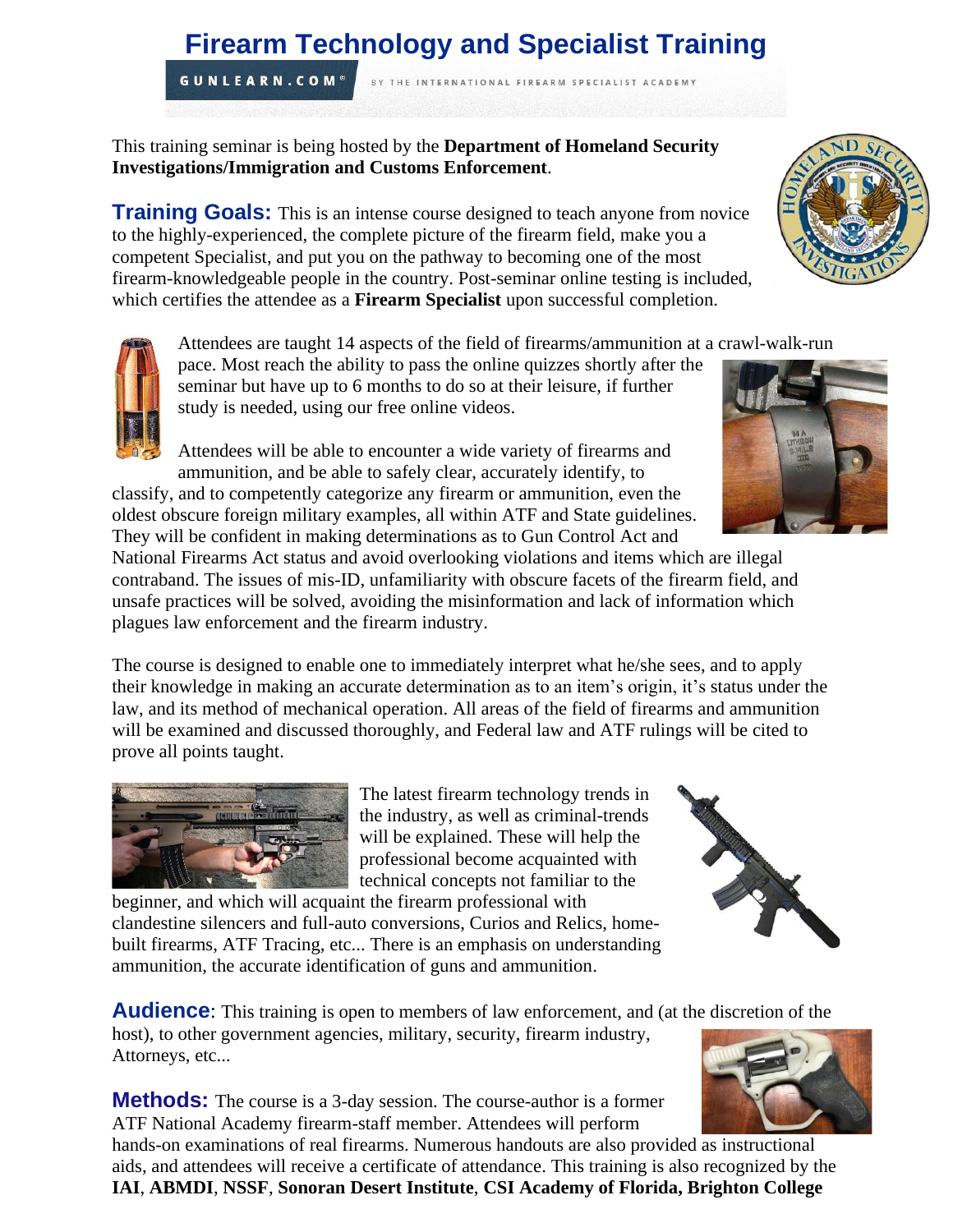# Firearm Technology and Specialist Training

**GUNLEARN.COM**® BY THE INTERNATIONAL FIREARM SPECIALIST ACADEMY

This training seminar is being hosted by the **Department of Homeland Security Investigations/Immigration and Customs Enforcement**.

**Training Goals:** This is an intense course designed to teach anyone from novice to the highly-experienced, the complete picture of the firearm field, make you a competent Specialist, and put you on the pathway to becoming one of the most firearm-knowledgeable people in the country. Post-seminar online testing is included, which certifies the attendee as a **Firearm Specialist** upon successful completion.

Attendees are taught 14 aspects of the field of firearms/ammunition at a crawl-walk-run pace. Most reach the ability to pass the online quizzes shortly after the seminar but have up to 6 months to do so at their leisure, if further study is needed, using our free online videos.

Attendees will be able to encounter a wide variety of firearms and ammunition, and be able to safely clear, accurately identify, to classify, and to competently categorize any firearm or ammunition, even the oldest obscure foreign military examples, all within ATF and State guidelines. They will be confident in making determinations as to Gun Control Act and National Firearms Act status and avoid overlooking violations and items which are illegal contraband. The issues of mis-ID, unfamiliarity with obscure facets of the firearm field, and unsafe practices will be solved, avoiding the misinformation and lack of information which plagues law enforcement and the firearm industry.

The course is designed to enable one to immediately interpret what he/she sees, and to apply their knowledge in making an accurate determination as to an item's origin, it's status under the law, and its method of mechanical operation. All areas of the field of firearms and ammunition will be examined and discussed thoroughly, and Federal law and ATF rulings will be cited to prove all points taught.

The latest firearm technology trends in the industry, as well as criminal-trends will be explained. These will help the professional become acquainted with technical concepts not familiar to the beginner, and which will acquaint the firearm professional with clandestine silencers and full-auto conversions, Curios and Relics, home-built firearms, ATF Tracing, etc... There is an emphasis on understanding ammunition, the accurate identification of guns and ammunition.

**Audience**: This training is open to members of law enforcement, and (at the discretion of the host), to other government agencies, military, security, firearm industry, Attorneys, etc...

**Methods:** The course is a 3-day session. The course-author is a former ATF National Academy firearm-staff member. Attendees will perform hands-on examinations of real firearms. Numerous handouts are also provided as instructional aids, and attendees will receive a certificate of attendance. This training is also recognized by the **IAI**, **ABMDI**, **NSSF**, **Sonoran Desert Institute**, **CSI Academy of Florida, Brighton College**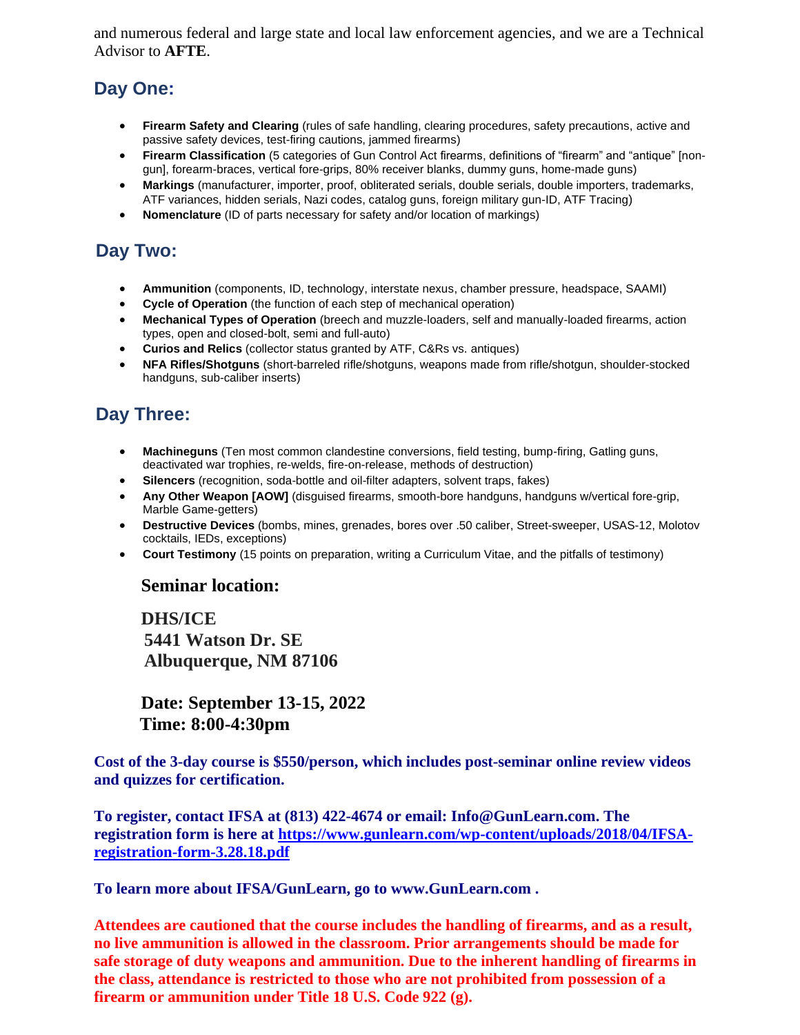and numerous federal and large state and local law enforcement agencies, and we are a Technical Advisor to **AFTE**.

## Day One:

- **Firearm Safety and Clearing** (rules of safe handling, clearing procedures, safety precautions, active and passive safety devices, test-firing cautions, jammed firearms)
- **Firearm Classification** (5 categories of Gun Control Act firearms, definitions of "firearm" and "antique" [non-gun], forearm-braces, vertical fore-grips, 80% receiver blanks, dummy guns, home-made guns)
- **Markings** (manufacturer, importer, proof, obliterated serials, double serials, double importers, trademarks, ATF variances, hidden serials, Nazi codes, catalog guns, foreign military gun-ID, ATF Tracing)
- **Nomenclature** (ID of parts necessary for safety and/or location of markings)

## Day Two:

- **Ammunition** (components, ID, technology, interstate nexus, chamber pressure, headspace, SAAMI)
- **Cycle of Operation** (the function of each step of mechanical operation)
- **Mechanical Types of Operation** (breech and muzzle-loaders, self and manually-loaded firearms, action types, open and closed-bolt, semi and full-auto)
- **Curios and Relics** (collector status granted by ATF, C&Rs vs. antiques)
- **NFA Rifles/Shotguns** (short-barreled rifle/shotguns, weapons made from rifle/shotgun, shoulder-stocked handguns, sub-caliber inserts)

## Day Three:

- **Machineguns** (Ten most common clandestine conversions, field testing, bump-firing, Gatling guns, deactivated war trophies, re-welds, fire-on-release, methods of destruction)
- **Silencers** (recognition, soda-bottle and oil-filter adapters, solvent traps, fakes)
- **Any Other Weapon [AOW]** (disguised firearms, smooth-bore handguns, handguns w/vertical fore-grip, Marble Game-getters)
- **Destructive Devices** (bombs, mines, grenades, bores over .50 caliber, Street-sweeper, USAS-12, Molotov cocktails, IEDs, exceptions)
- **Court Testimony** (15 points on preparation, writing a Curriculum Vitae, and the pitfalls of testimony)

**Seminar location:**

**DHS/ICE**
**5441 Watson Dr. SE**
**Albuquerque, NM 87106**

**Date: September 13-15, 2022**
**Time: 8:00-4:30pm**

**Cost of the 3-day course is $550/person, which includes post-seminar online review videos and quizzes for certification.**

**To register, contact IFSA at (813) 422-4674 or email: Info@GunLearn.com. The registration form is here at [https://www.gunlearn.com/wp-content/uploads/2018/04/IFSA-registration-form-3.28.18.pdf](https://www.gunlearn.com/wp-content/uploads/2018/04/IFSA-registration-form-3.28.18.pdf)**

**To learn more about IFSA/GunLearn, go to www.GunLearn.com .**

**Attendees are cautioned that the course includes the handling of firearms, and as a result, no live ammunition is allowed in the classroom. Prior arrangements should be made for safe storage of duty weapons and ammunition. Due to the inherent handling of firearms in the class, attendance is restricted to those who are not prohibited from possession of a firearm or ammunition under Title 18 U.S. Code 922 (g).**